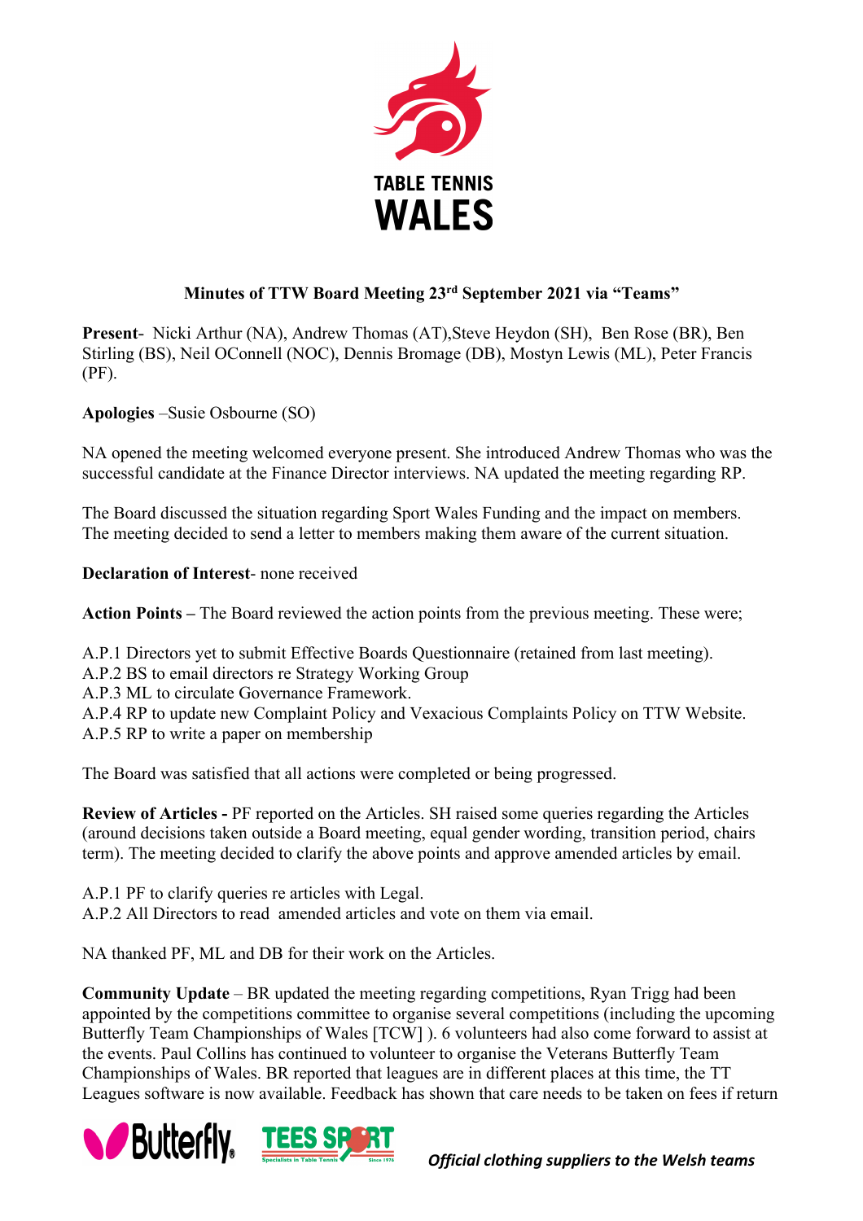**TABLE TENNIS WALES**

## Minutes of TTW Board Meeting 23rd September 2021 via "Teams"

**Present**- Nicki Arthur (NA), Andrew Thomas (AT),Steve Heydon (SH), Ben Rose (BR), Ben Stirling (BS), Neil OConnell (NOC), Dennis Bromage (DB), Mostyn Lewis (ML), Peter Francis (PF).

**Apologies** –Susie Osbourne (SO)

NA opened the meeting welcomed everyone present. She introduced Andrew Thomas who was the successful candidate at the Finance Director interviews. NA updated the meeting regarding RP.

The Board discussed the situation regarding Sport Wales Funding and the impact on members. The meeting decided to send a letter to members making them aware of the current situation.

**Declaration of Interest**- none received

**Action Points –** The Board reviewed the action points from the previous meeting. These were;

A.P.1 Directors yet to submit Effective Boards Questionnaire (retained from last meeting).
A.P.2 BS to email directors re Strategy Working Group
A.P.3 ML to circulate Governance Framework.
A.P.4 RP to update new Complaint Policy and Vexacious Complaints Policy on TTW Website.
A.P.5 RP to write a paper on membership

The Board was satisfied that all actions were completed or being progressed.

**Review of Articles -** PF reported on the Articles. SH raised some queries regarding the Articles (around decisions taken outside a Board meeting, equal gender wording, transition period, chairs term). The meeting decided to clarify the above points and approve amended articles by email.

A.P.1 PF to clarify queries re articles with Legal.
A.P.2 All Directors to read amended articles and vote on them via email.

NA thanked PF, ML and DB for their work on the Articles.

**Community Update** – BR updated the meeting regarding competitions, Ryan Trigg had been appointed by the competitions committee to organise several competitions (including the upcoming Butterfly Team Championships of Wales [TCW] ). 6 volunteers had also come forward to assist at the events. Paul Collins has continued to volunteer to organise the Veterans Butterfly Team Championships of Wales. BR reported that leagues are in different places at this time, the TT Leagues software is now available. Feedback has shown that care needs to be taken on fees if return

*Official clothing suppliers to the Welsh teams*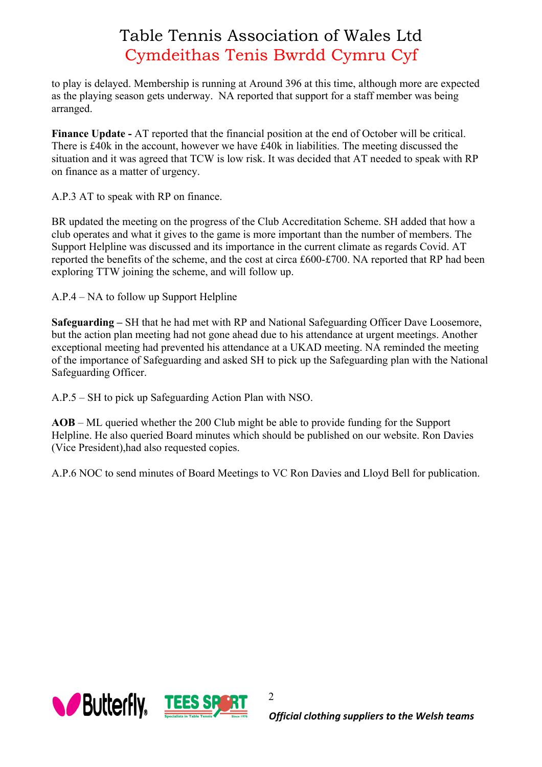to play is delayed. Membership is running at Around 396 at this time, although more are expected as the playing season gets underway. NA reported that support for a staff member was being arranged.

**Finance Update -** AT reported that the financial position at the end of October will be critical. There is £40k in the account, however we have £40k in liabilities. The meeting discussed the situation and it was agreed that TCW is low risk. It was decided that AT needed to speak with RP on finance as a matter of urgency.

A.P.3 AT to speak with RP on finance.

BR updated the meeting on the progress of the Club Accreditation Scheme. SH added that how a club operates and what it gives to the game is more important than the number of members. The Support Helpline was discussed and its importance in the current climate as regards Covid. AT reported the benefits of the scheme, and the cost at circa £600-£700. NA reported that RP had been exploring TTW joining the scheme, and will follow up.

A.P.4 – NA to follow up Support Helpline

**Safeguarding –** SH that he had met with RP and National Safeguarding Officer Dave Loosemore, but the action plan meeting had not gone ahead due to his attendance at urgent meetings. Another exceptional meeting had prevented his attendance at a UKAD meeting. NA reminded the meeting of the importance of Safeguarding and asked SH to pick up the Safeguarding plan with the National Safeguarding Officer.

A.P.5 – SH to pick up Safeguarding Action Plan with NSO.

**AOB** – ML queried whether the 200 Club might be able to provide funding for the Support Helpline. He also queried Board minutes which should be published on our website. Ron Davies (Vice President),had also requested copies.

A.P.6 NOC to send minutes of Board Meetings to VC Ron Davies and Lloyd Bell for publication.